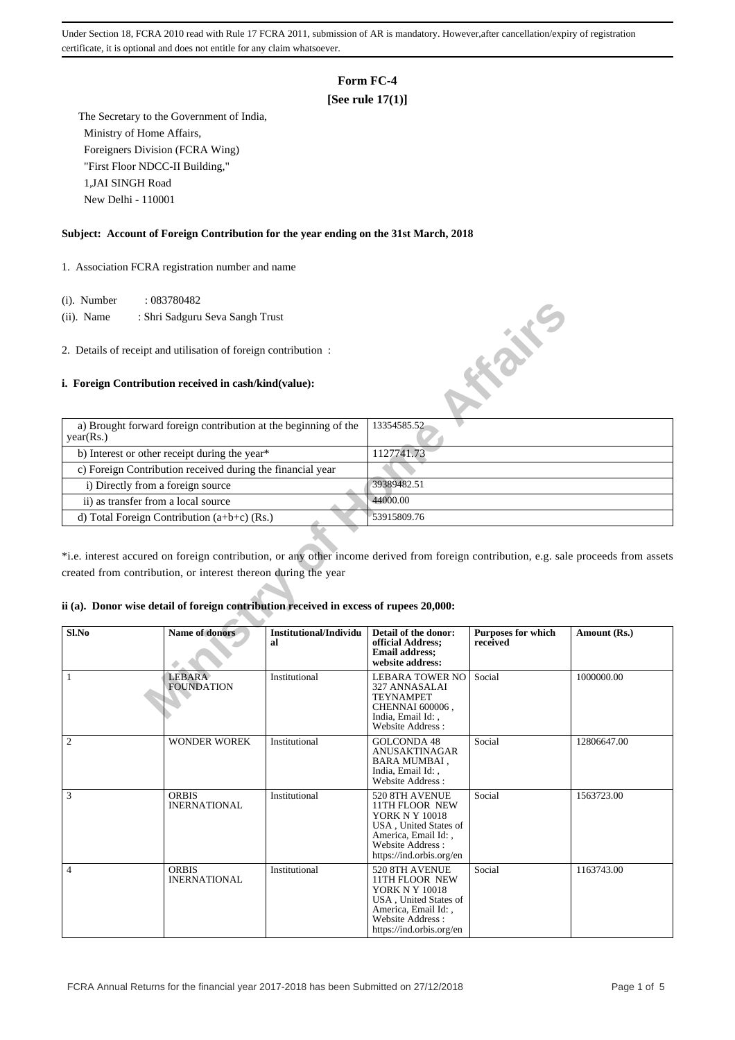Under Section 18, FCRA 2010 read with Rule 17 FCRA 2011, submission of AR is mandatory. However,after cancellation/expiry of registration certificate, it is optional and does not entitle for any claim whatsoever.

# Form FC-4

**[See rule 17(1)]**

The Secretary to the Government of India,
Ministry of Home Affairs,
Foreigners Division (FCRA Wing)
"First Floor NDCC-II Building,"
1,JAI SINGH Road
New Delhi - 110001

**Subject: Account of Foreign Contribution for the year ending on the 31st March, 2018**

1. Association FCRA registration number and name

(i). Number : 083780482

(ii). Name : Shri Sadguru Seva Sangh Trust

2. Details of receipt and utilisation of foreign contribution :

**i. Foreign Contribution received in cash/kind(value):**

| | |
|---|---|
| a) Brought forward foreign contribution at the beginning of the year(Rs.) | 13354585.52 |
| b) Interest or other receipt during the year* | 1127741.73 |
| c) Foreign Contribution received during the financial year | |
| i) Directly from a foreign source | 39389482.51 |
| ii) as transfer from a local source | 44000.00 |
| d) Total Foreign Contribution (a+b+c) (Rs.) | 53915809.76 |

*i.e. interest accured on foreign contribution, or any other income derived from foreign contribution, e.g. sale proceeds from assets created from contribution, or interest thereon during the year

**ii (a). Donor wise detail of foreign contribution received in excess of rupees 20,000:**

| Sl.No | Name of donors | Institutional/Individual | Detail of the donor: official Address; Email address; website address: | Purposes for which received | Amount (Rs.) |
|---|---|---|---|---|---|
| 1 | LEBARA FOUNDATION | Institutional | LEBARA TOWER NO 327 ANNASALAI TEYNAMPET CHENNAI 600006 , India, Email Id: , Website Address : | Social | 1000000.00 |
| 2 | WONDER WOREK | Institutional | GOLCONDA 48 ANUSAKTINAGAR BARA MUMBAI , India, Email Id: , Website Address : | Social | 12806647.00 |
| 3 | ORBIS INERNATIONAL | Institutional | 520 8TH AVENUE 11TH FLOOR NEW YORK N Y 10018 USA , United States of America, Email Id: , Website Address : https://ind.orbis.org/en | Social | 1563723.00 |
| 4 | ORBIS INERNATIONAL | Institutional | 520 8TH AVENUE 11TH FLOOR NEW YORK N Y 10018 USA , United States of America, Email Id: , Website Address : https://ind.orbis.org/en | Social | 1163743.00 |

FCRA Annual Returns for the financial year 2017-2018 has been Submitted on 27/12/2018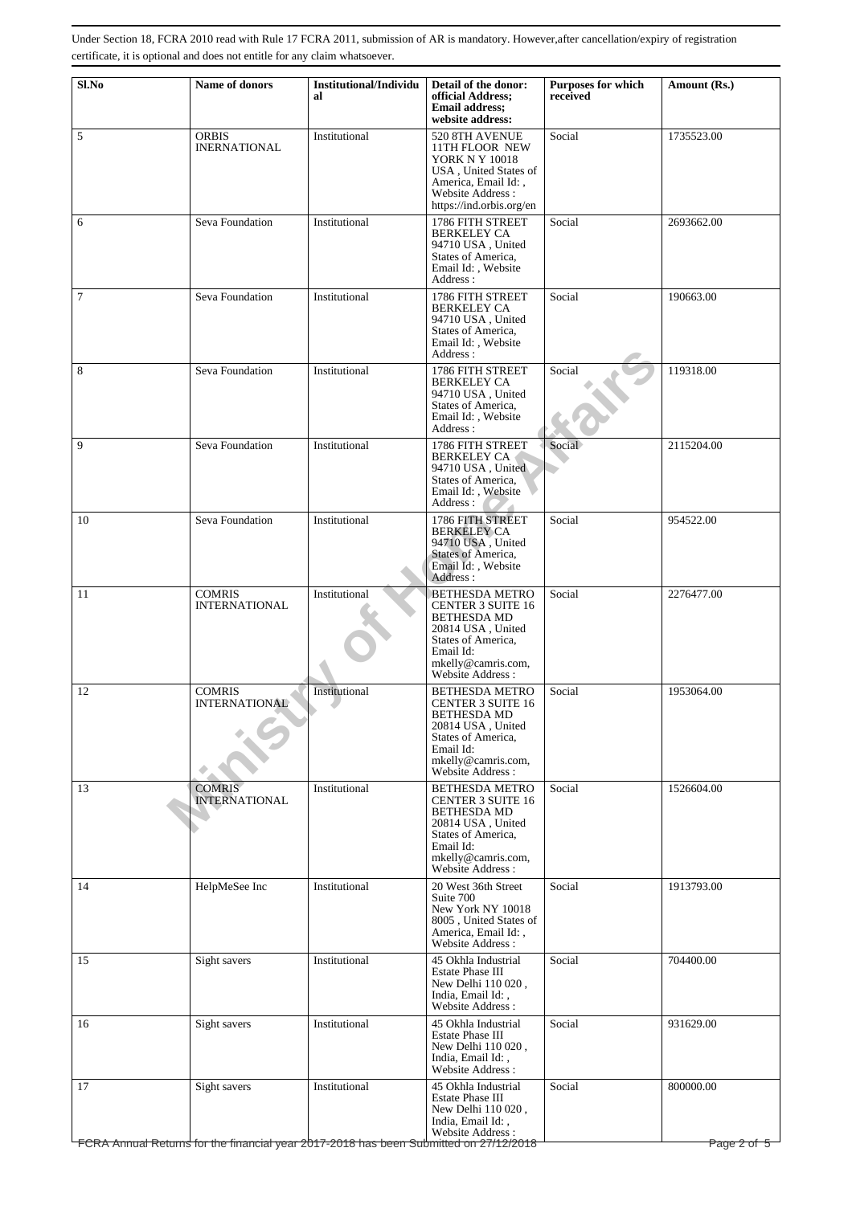Under Section 18, FCRA 2010 read with Rule 17 FCRA 2011, submission of AR is mandatory. However,after cancellation/expiry of registration certificate, it is optional and does not entitle for any claim whatsoever.

| Sl.No | Name of donors | Institutional/Individual | Detail of the donor: official Address; Email address; website address: | Purposes for which received | Amount (Rs.) |
|---|---|---|---|---|---|
| 5 | ORBIS INERNATIONAL | Institutional | 520 8TH AVENUE 11TH FLOOR NEW YORK N Y 10018 USA , United States of America, Email Id: , Website Address : https://ind.orbis.org/en | Social | 1735523.00 |
| 6 | Seva Foundation | Institutional | 1786 FITH STREET BERKELEY CA 94710 USA , United States of America, Email Id: , Website Address : | Social | 2693662.00 |
| 7 | Seva Foundation | Institutional | 1786 FITH STREET BERKELEY CA 94710 USA , United States of America, Email Id: , Website Address : | Social | 190663.00 |
| 8 | Seva Foundation | Institutional | 1786 FITH STREET BERKELEY CA 94710 USA , United States of America, Email Id: , Website Address : | Social | 119318.00 |
| 9 | Seva Foundation | Institutional | 1786 FITH STREET BERKELEY CA 94710 USA , United States of America, Email Id: , Website Address : | Social | 2115204.00 |
| 10 | Seva Foundation | Institutional | 1786 FITH STREET BERKELEY CA 94710 USA , United States of America, Email Id: , Website Address : | Social | 954522.00 |
| 11 | COMRIS INTERNATIONAL | Institutional | BETHESDA METRO CENTER 3 SUITE 16 BETHESDA MD 20814 USA , United States of America, Email Id: mkelly@camris.com, Website Address : | Social | 2276477.00 |
| 12 | COMRIS INTERNATIONAL | Institutional | BETHESDA METRO CENTER 3 SUITE 16 BETHESDA MD 20814 USA , United States of America, Email Id: mkelly@camris.com, Website Address : | Social | 1953064.00 |
| 13 | COMRIS INTERNATIONAL | Institutional | BETHESDA METRO CENTER 3 SUITE 16 BETHESDA MD 20814 USA , United States of America, Email Id: mkelly@camris.com, Website Address : | Social | 1526604.00 |
| 14 | HelpMeSee Inc | Institutional | 20 West 36th Street Suite 700 New York NY 10018 8005 , United States of America, Email Id: , Website Address : | Social | 1913793.00 |
| 15 | Sight savers | Institutional | 45 Okhla Industrial Estate Phase III New Delhi 110 020 , India, Email Id: , Website Address : | Social | 704400.00 |
| 16 | Sight savers | Institutional | 45 Okhla Industrial Estate Phase III New Delhi 110 020 , India, Email Id: , Website Address : | Social | 931629.00 |
| 17 | Sight savers | Institutional | 45 Okhla Industrial Estate Phase III New Delhi 110 020 , India, Email Id: , Website Address : | Social | 800000.00 |

FCRA Annual Returns for the financial year 2017-2018 has been Submitted on 27/12/2018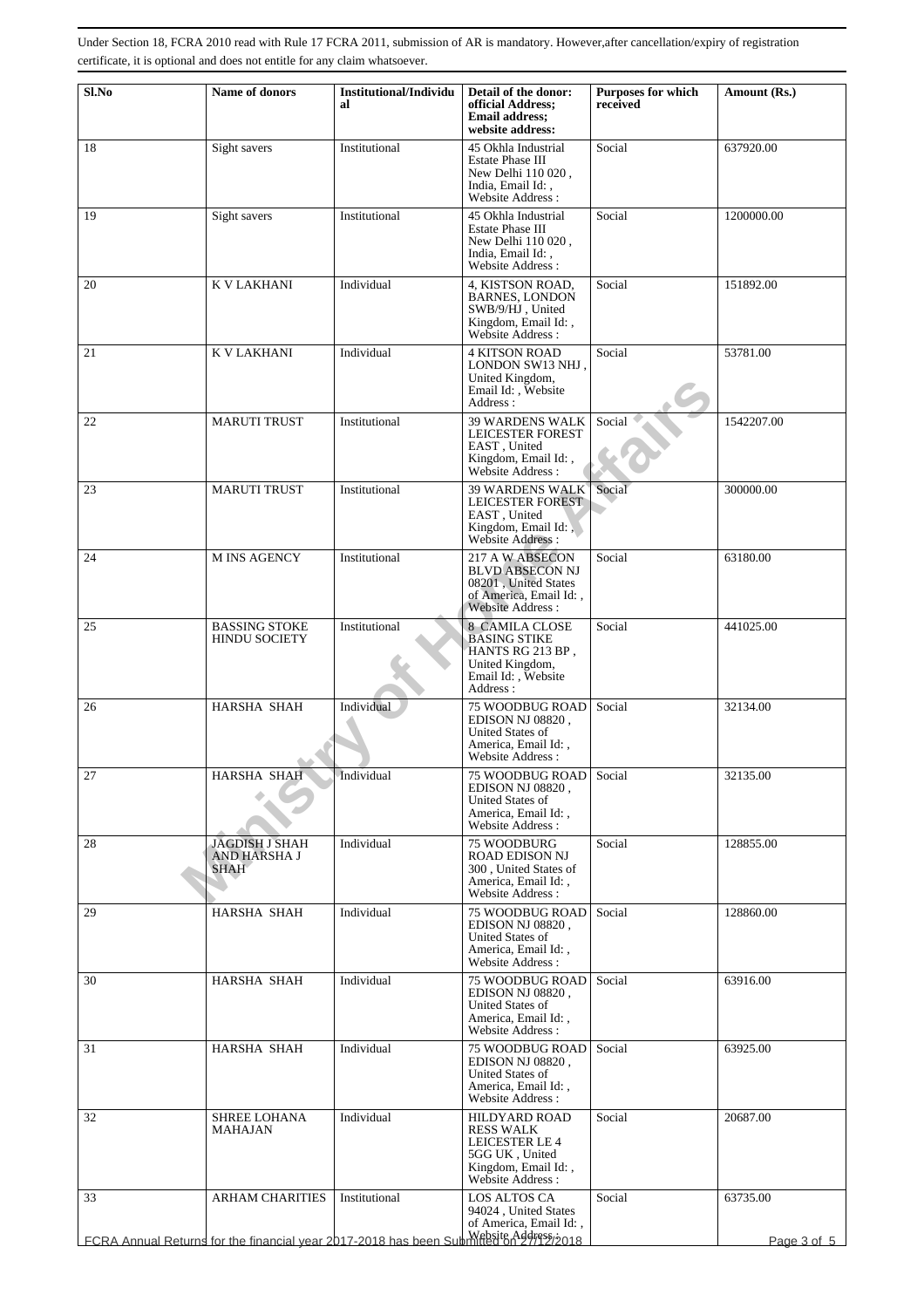Under Section 18, FCRA 2010 read with Rule 17 FCRA 2011, submission of AR is mandatory. However,after cancellation/expiry of registration certificate, it is optional and does not entitle for any claim whatsoever.

| Sl.No | Name of donors | Institutional/Individual | Detail of the donor: official Address; Email address; website address: | Purposes for which received | Amount (Rs.) |
|---|---|---|---|---|---|
| 18 | Sight savers | Institutional | 45 Okhla Industrial Estate Phase III New Delhi 110 020 , India, Email Id: , Website Address : | Social | 637920.00 |
| 19 | Sight savers | Institutional | 45 Okhla Industrial Estate Phase III New Delhi 110 020 , India, Email Id: , Website Address : | Social | 1200000.00 |
| 20 | K V LAKHANI | Individual | 4, KISTSON ROAD, BARNES, LONDON SWB/9/HJ , United Kingdom, Email Id: , Website Address : | Social | 151892.00 |
| 21 | K V LAKHANI | Individual | 4 KITSON ROAD LONDON SW13 NHJ , United Kingdom, Email Id: , Website Address : | Social | 53781.00 |
| 22 | MARUTI TRUST | Institutional | 39 WARDENS WALK LEICESTER FOREST EAST , United Kingdom, Email Id: , Website Address : | Social | 1542207.00 |
| 23 | MARUTI TRUST | Institutional | 39 WARDENS WALK LEICESTER FOREST EAST , United Kingdom, Email Id: , Website Address : | Social | 300000.00 |
| 24 | M INS AGENCY | Institutional | 217 A W ABSECON BLVD ABSECON NJ 08201 , United States of America, Email Id: , Website Address : | Social | 63180.00 |
| 25 | BASSING STOKE HINDU SOCIETY | Institutional | 8 CAMILA CLOSE BASING STIKE HANTS RG 213 BP , United Kingdom, Email Id: , Website Address : | Social | 441025.00 |
| 26 | HARSHA SHAH | Individual | 75 WOODBUG ROAD EDISON NJ 08820 , United States of America, Email Id: , Website Address : | Social | 32134.00 |
| 27 | HARSHA SHAH | Individual | 75 WOODBUG ROAD EDISON NJ 08820 , United States of America, Email Id: , Website Address : | Social | 32135.00 |
| 28 | JAGDISH J SHAH AND HARSHA J SHAH | Individual | 75 WOODBURG ROAD EDISON NJ 300 , United States of America, Email Id: , Website Address : | Social | 128855.00 |
| 29 | HARSHA SHAH | Individual | 75 WOODBUG ROAD EDISON NJ 08820 , United States of America, Email Id: , Website Address : | Social | 128860.00 |
| 30 | HARSHA SHAH | Individual | 75 WOODBUG ROAD EDISON NJ 08820 , United States of America, Email Id: , Website Address : | Social | 63916.00 |
| 31 | HARSHA SHAH | Individual | 75 WOODBUG ROAD EDISON NJ 08820 , United States of America, Email Id: , Website Address : | Social | 63925.00 |
| 32 | SHREE LOHANA MAHAJAN | Individual | HILDYARD ROAD RESS WALK LEICESTER LE 4 5GG UK , United Kingdom, Email Id: , Website Address : | Social | 20687.00 |
| 33 | ARHAM CHARITIES | Institutional | LOS ALTOS CA 94024 , United States of America, Email Id: , Website Address : | Social | 63735.00 |

FCRA Annual Returns for the financial year 2017-2018 has been Submitted on 27/12/2018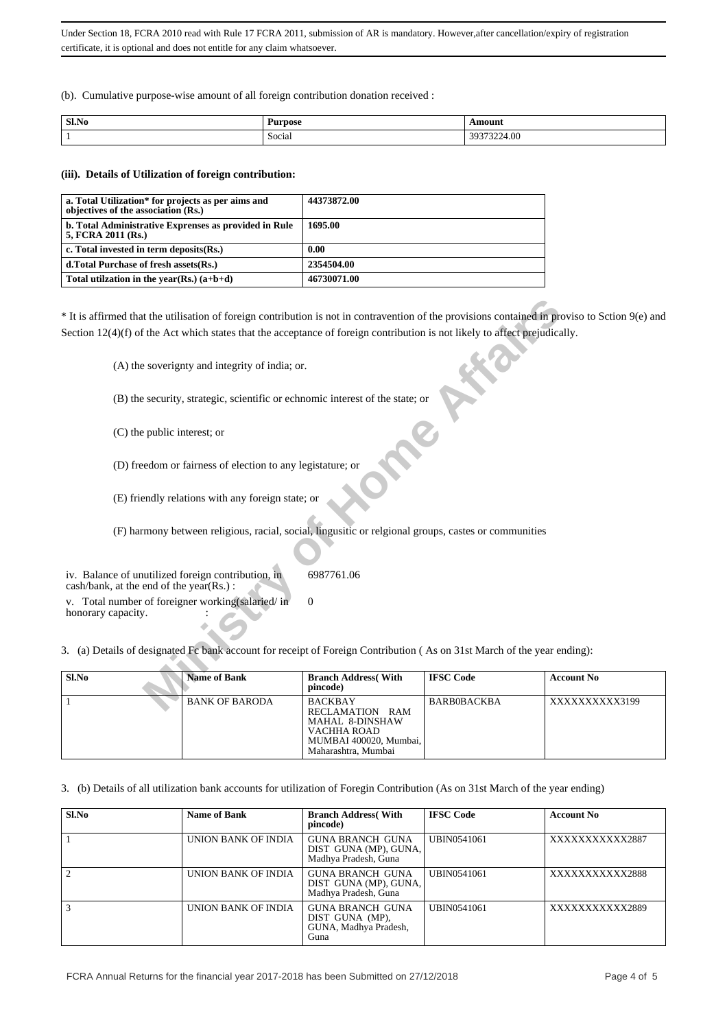Under Section 18, FCRA 2010 read with Rule 17 FCRA 2011, submission of AR is mandatory. However,after cancellation/expiry of registration certificate, it is optional and does not entitle for any claim whatsoever.

(b). Cumulative purpose-wise amount of all foreign contribution donation received :

| Sl.No | Purpose | Amount |
|---|---|---|
| 1 | Social | 39373224.00 |

#### (iii). Details of Utilization of foreign contribution:

| a. Total Utilization* for projects as per aims and objectives of the association (Rs.) | 44373872.00 |
|---|---|
| b. Total Administrative Exprenses as provided in Rule 5, FCRA 2011 (Rs.) | 1695.00 |
| c. Total invested in term deposits(Rs.) | 0.00 |
| d.Total Purchase of fresh assets(Rs.) | 2354504.00 |
| Total utilzation in the year(Rs.) (a+b+d) | 46730071.00 |

* It is affirmed that the utilisation of foreign contribution is not in contravention of the provisions contained in proviso to Sction 9(e) and Section 12(4)(f) of the Act which states that the acceptance of foreign contribution is not likely to affect prejudically.

(A) the soverignty and integrity of india; or.

(B) the security, strategic, scientific or echnomic interest of the state; or

(C) the public interest; or

(D) freedom or fairness of election to any legistature; or

(E) friendly relations with any foreign state; or

(F) harmony between religious, racial, social, lingusitic or relgional groups, castes or communities

iv. Balance of unutilized foreign contribution, in cash/bank, at the end of the year(Rs.) : 6987761.06

v. Total number of foreigner working(salaried/ in honorary capacity. : 0

3. (a) Details of designated Fc bank account for receipt of Foreign Contribution ( As on 31st March of the year ending):

| Sl.No | Name of Bank | Branch Address( With pincode) | IFSC Code | Account No |
|---|---|---|---|---|
| 1 | BANK OF BARODA | BACKBAY RECLAMATION RAM MAHAL 8-DINSHAW VACHHA ROAD MUMBAI 400020, Mumbai, Maharashtra, Mumbai | BARB0BACKBA | XXXXXXXXXX3199 |

3. (b) Details of all utilization bank accounts for utilization of Foregin Contribution (As on 31st March of the year ending)

| Sl.No | Name of Bank | Branch Address( With pincode) | IFSC Code | Account No |
|---|---|---|---|---|
| 1 | UNION BANK OF INDIA | GUNA BRANCH GUNA DIST GUNA (MP), GUNA, Madhya Pradesh, Guna | UBIN0541061 | XXXXXXXXXXX2887 |
| 2 | UNION BANK OF INDIA | GUNA BRANCH GUNA DIST GUNA (MP), GUNA, Madhya Pradesh, Guna | UBIN0541061 | XXXXXXXXXXX2888 |
| 3 | UNION BANK OF INDIA | GUNA BRANCH GUNA DIST GUNA (MP), GUNA, Madhya Pradesh, Guna | UBIN0541061 | XXXXXXXXXXX2889 |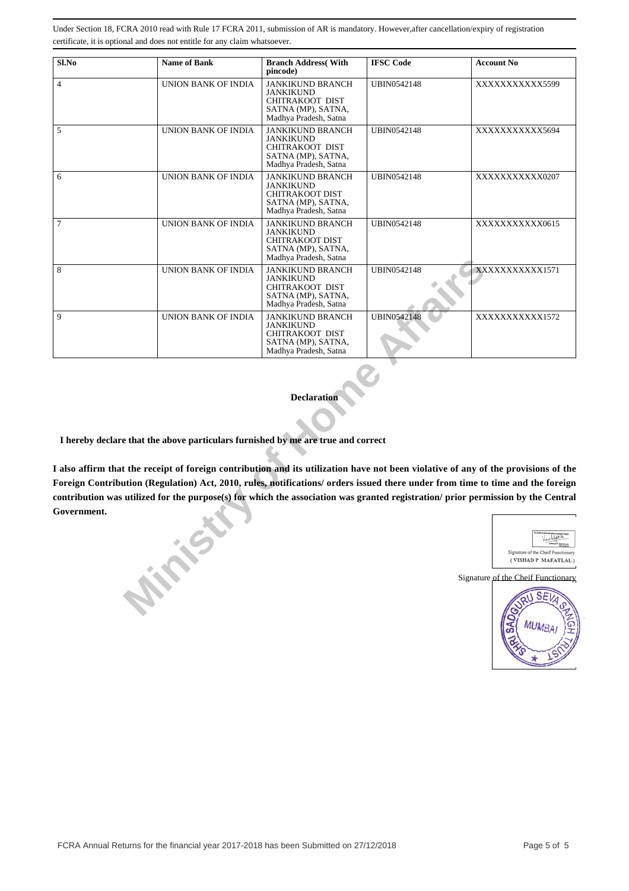Under Section 18, FCRA 2010 read with Rule 17 FCRA 2011, submission of AR is mandatory. However,after cancellation/expiry of registration certificate, it is optional and does not entitle for any claim whatsoever.

| Sl.No | Name of Bank | Branch Address( With pincode) | IFSC Code | Account No |
|---|---|---|---|---|
| 4 | UNION BANK OF INDIA | JANKIKUND BRANCH JANKIKUND CHITRAKOOT DIST SATNA (MP), SATNA, Madhya Pradesh, Satna | UBIN0542148 | XXXXXXXXXXX5599 |
| 5 | UNION BANK OF INDIA | JANKIKUND BRANCH JANKIKUND CHITRAKOOT DIST SATNA (MP), SATNA, Madhya Pradesh, Satna | UBIN0542148 | XXXXXXXXXXX5694 |
| 6 | UNION BANK OF INDIA | JANKIKUND BRANCH JANKIKUND CHITRAKOOT DIST SATNA (MP), SATNA, Madhya Pradesh, Satna | UBIN0542148 | XXXXXXXXXXX0207 |
| 7 | UNION BANK OF INDIA | JANKIKUND BRANCH JANKIKUND CHITRAKOOT DIST SATNA (MP), SATNA, Madhya Pradesh, Satna | UBIN0542148 | XXXXXXXXXXX0615 |
| 8 | UNION BANK OF INDIA | JANKIKUND BRANCH JANKIKUND CHITRAKOOT DIST SATNA (MP), SATNA, Madhya Pradesh, Satna | UBIN0542148 | XXXXXXXXXXX1571 |
| 9 | UNION BANK OF INDIA | JANKIKUND BRANCH JANKIKUND CHITRAKOOT DIST SATNA (MP), SATNA, Madhya Pradesh, Satna | UBIN0542148 | XXXXXXXXXXX1572 |

**Declaration**

**I hereby declare that the above particulars furnished by me are true and correct**

**I also affirm that the receipt of foreign contribution and its utilization have not been violative of any of the provisions of the Foreign Contribution (Regulation) Act, 2010, rules, notifications/ orders issued there under from time to time and the foreign contribution was utilized for the purpose(s) for which the association was granted registration/ prior permission by the Central Government.**

Signature of the Cheif Functionary
( VISHAD P MAFATLAL )

Signature of the Cheif Functionary

SHRI SADGURU SEVA SANGH TRUST MUMBAI

FCRA Annual Returns for the financial year 2017-2018 has been Submitted on 27/12/2018